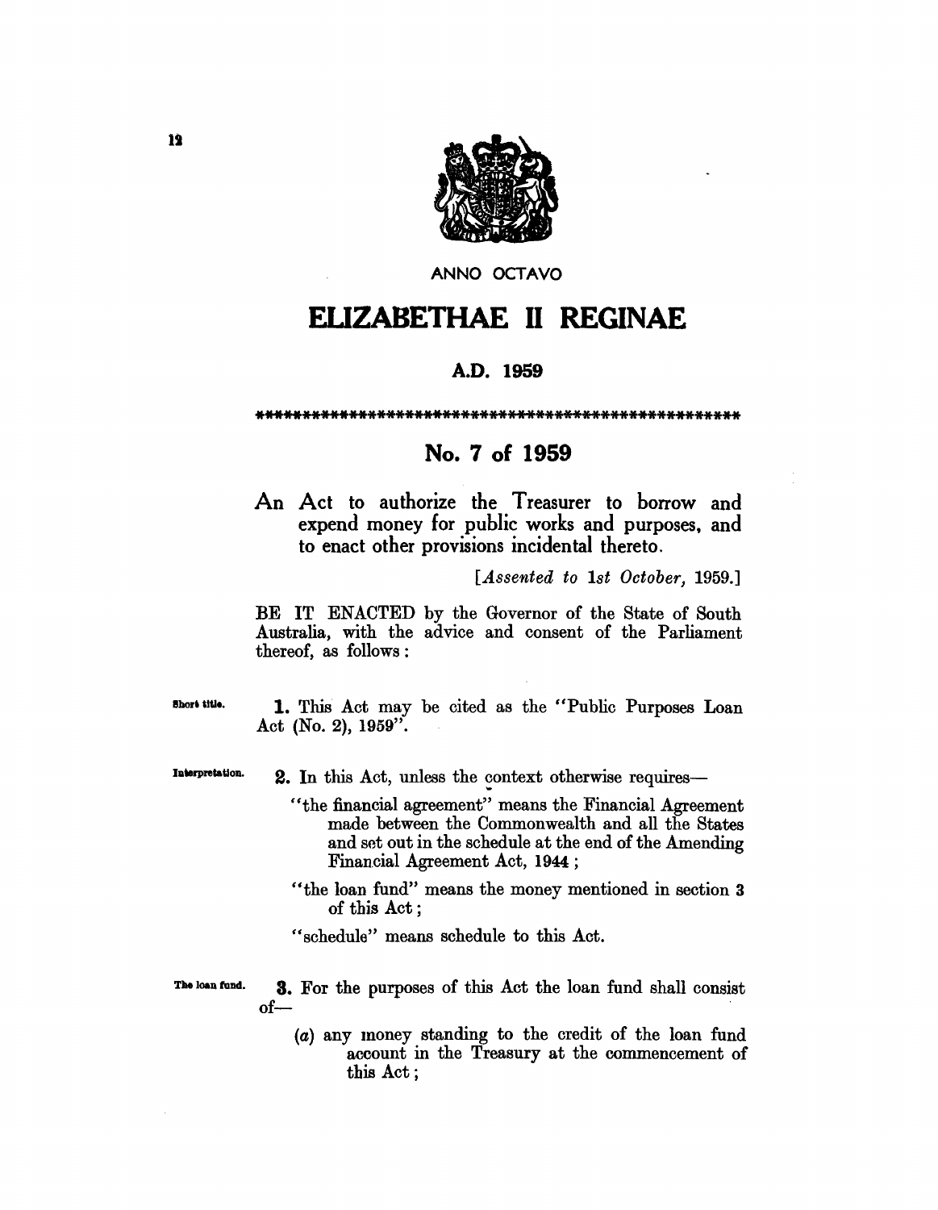ANNO OCTAVO

# ELIZABETHAE II REGINAE

**A.D. 1959**

\*\*\*\*\*\*\*\*\*\*\*\*\*\*\*\*\*\*\*\*\*\*\*\*\*\*\*\*\*\*\*\*\*\*\*\*\*\*\*\*\*\*\*\*\*\*\*\*\*\*\*\*\*\*\*\*

## No. 7 of 1959

An Act to authorize the Treasurer to borrow and expend money for public works and purposes, and to enact other provisions incidental thereto.

[*Assented to 1st October, 1959.*]

BE IT ENACTED by the Governor of the State of South Australia, with the advice and consent of the Parliament thereof, as follows:

Short title.

**1.** This Act may be cited as the "Public Purposes Loan Act (No. 2), 1959".

Interpretation.

**2.** In this Act, unless the context otherwise requires—

"the financial agreement" means the Financial Agreement made between the Commonwealth and all the States and set out in the schedule at the end of the Amending Financial Agreement Act, 1944;

"the loan fund" means the money mentioned in section 3 of this Act;

"schedule" means schedule to this Act.

The loan fund.

**3.** For the purposes of this Act the loan fund shall consist of—

(*a*) any money standing to the credit of the loan fund account in the Treasury at the commencement of this Act;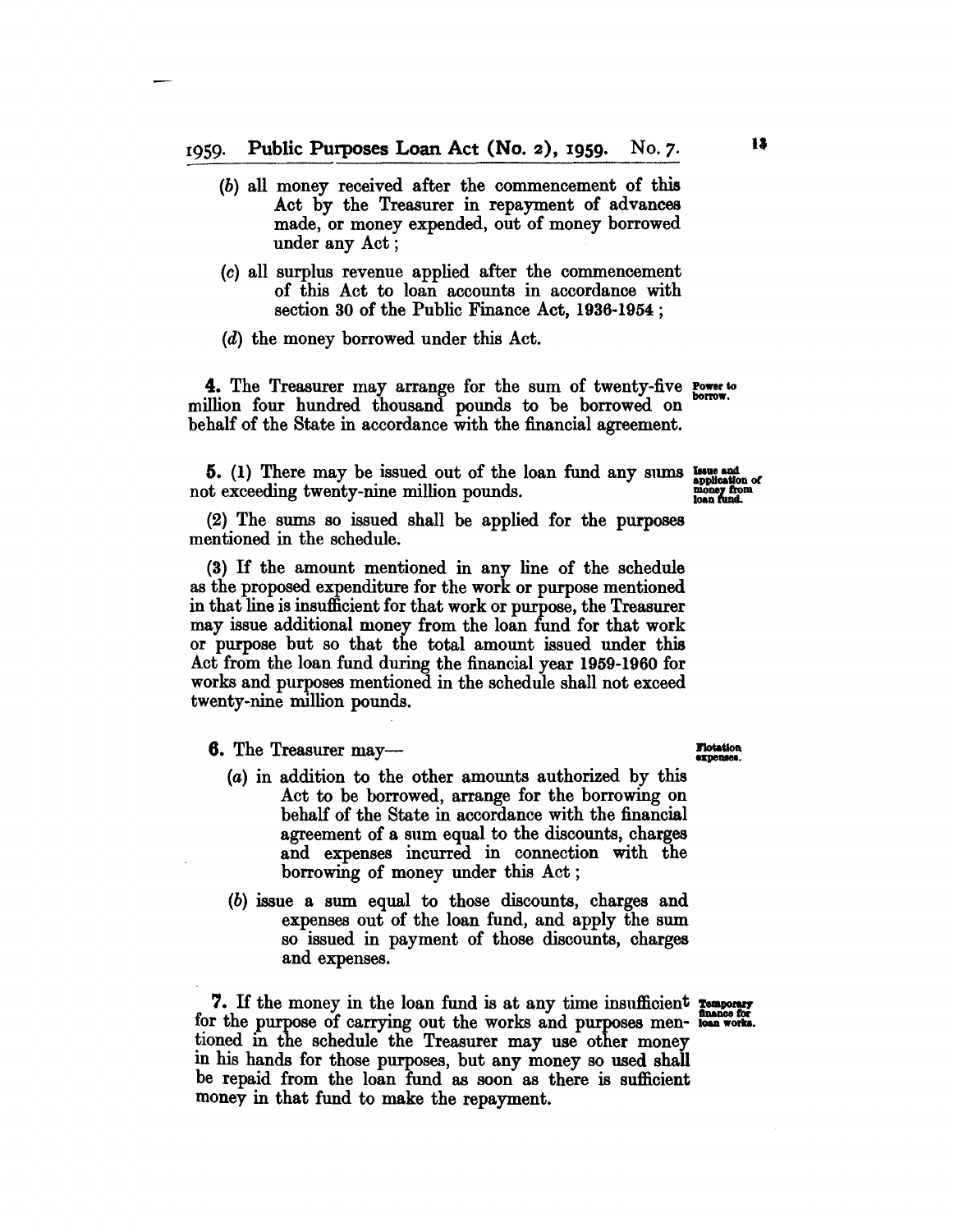(b) all money received after the commencement of this Act by the Treasurer in repayment of advances made, or money expended, out of money borrowed under any Act;

(c) all surplus revenue applied after the commencement of this Act to loan accounts in accordance with section 30 of the Public Finance Act, 1936-1954;

(d) the money borrowed under this Act.

**4.** The Treasurer may arrange for the sum of twenty-five million four hundred thousand pounds to be borrowed on behalf of the State in accordance with the financial agreement. Power to borrow.

**5.** (1) There may be issued out of the loan fund any sums not exceeding twenty-nine million pounds. Issue and application of money from loan fund.

(2) The sums so issued shall be applied for the purposes mentioned in the schedule.

(3) If the amount mentioned in any line of the schedule as the proposed expenditure for the work or purpose mentioned in that line is insufficient for that work or purpose, the Treasurer may issue additional money from the loan fund for that work or purpose but so that the total amount issued under this Act from the loan fund during the financial year 1959-1960 for works and purposes mentioned in the schedule shall not exceed twenty-nine million pounds.

**6.** The Treasurer may— Flotation expenses.

(a) in addition to the other amounts authorized by this Act to be borrowed, arrange for the borrowing on behalf of the State in accordance with the financial agreement of a sum equal to the discounts, charges and expenses incurred in connection with the borrowing of money under this Act;

(b) issue a sum equal to those discounts, charges and expenses out of the loan fund, and apply the sum so issued in payment of those discounts, charges and expenses.

**7.** If the money in the loan fund is at any time insufficient for the purpose of carrying out the works and purposes mentioned in the schedule the Treasurer may use other money in his hands for those purposes, but any money so used shall be repaid from the loan fund as soon as there is sufficient money in that fund to make the repayment. Temporary finance for loan works.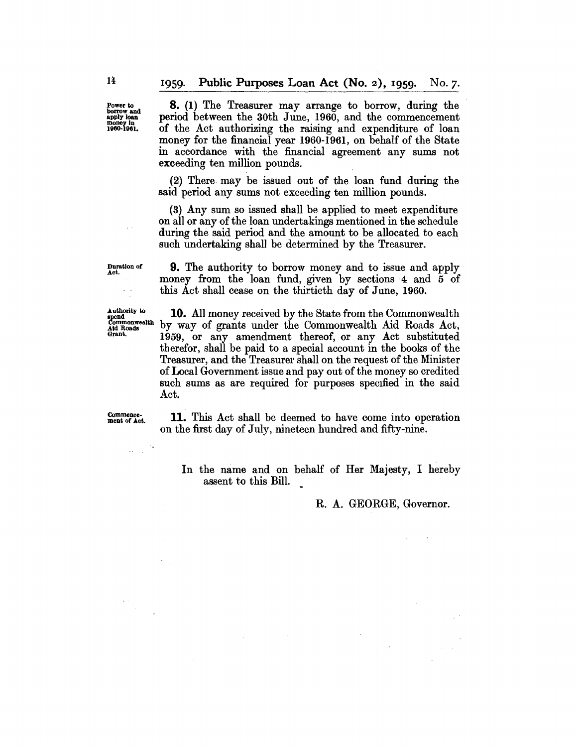**Power to borrow and apply loan money in 1960-1961.**

**8.** (1) The Treasurer may arrange to borrow, during the period between the 30th June, 1960, and the commencement of the Act authorizing the raising and expenditure of loan money for the financial year 1960-1961, on behalf of the State in accordance with the financial agreement any sums not exceeding ten million pounds.

(2) There may be issued out of the loan fund during the said period any sums not exceeding ten million pounds.

(3) Any sum so issued shall be applied to meet expenditure on all or any of the loan undertakings mentioned in the schedule during the said period and the amount to be allocated to each such undertaking shall be determined by the Treasurer.

**Duration of Act.**

**9.** The authority to borrow money and to issue and apply money from the loan fund, given by sections 4 and 5 of this Act shall cease on the thirtieth day of June, 1960.

**Authority to spend Commonwealth Aid Roads Grant.**

**10.** All money received by the State from the Commonwealth by way of grants under the Commonwealth Aid Roads Act, 1959, or any amendment thereof, or any Act substituted therefor, shall be paid to a special account in the books of the Treasurer, and the Treasurer shall on the request of the Minister of Local Government issue and pay out of the money so credited such sums as are required for purposes specified in the said Act.

**Commencement of Act.**

**11.** This Act shall be deemed to have come into operation on the first day of July, nineteen hundred and fifty-nine.

In the name and on behalf of Her Majesty, I hereby assent to this Bill.

R. A. GEORGE, Governor.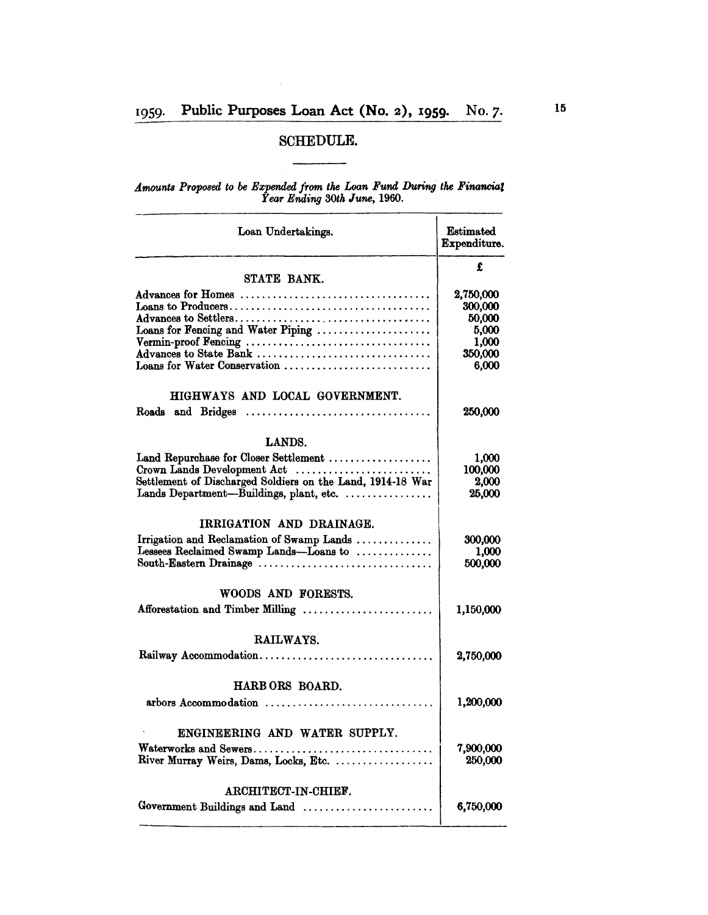## SCHEDULE.

*Amounts Proposed to be Expended from the Loan Fund During the Financial Year Ending 30th June, 1960.*

| Loan Undertakings. | Estimated Expenditure. |
|---|---|
| | £ |
| **STATE BANK.** | |
| Advances for Homes | 2,750,000 |
| Loans to Producers | 300,000 |
| Advances to Settlers | 50,000 |
| Loans for Fencing and Water Piping | 5,000 |
| Vermin-proof Fencing | 1,000 |
| Advances to State Bank | 350,000 |
| Loans for Water Conservation | 6,000 |
| **HIGHWAYS AND LOCAL GOVERNMENT.** | |
| Roads and Bridges | 250,000 |
| **LANDS.** | |
| Land Repurchase for Closer Settlement | 1,000 |
| Crown Lands Development Act | 100,000 |
| Settlement of Discharged Soldiers on the Land, 1914-18 War | 2,000 |
| Lands Department—Buildings, plant, etc. | 25,000 |
| **IRRIGATION AND DRAINAGE.** | |
| Irrigation and Reclamation of Swamp Lands | 300,000 |
| Lessees Reclaimed Swamp Lands—Loans to | 1,000 |
| South-Eastern Drainage | 500,000 |
| **WOODS AND FORESTS.** | |
| Afforestation and Timber Milling | 1,150,000 |
| **RAILWAYS.** | |
| Railway Accommodation | 2,750,000 |
| **HARBORS BOARD.** | |
| arbors Accommodation | 1,200,000 |
| **ENGINEERING AND WATER SUPPLY.** | |
| Waterworks and Sewers | 7,900,000 |
| River Murray Weirs, Dams, Locks, Etc. | 250,000 |
| **ARCHITECT-IN-CHIEF.** | |
| Government Buildings and Land | 6,750,000 |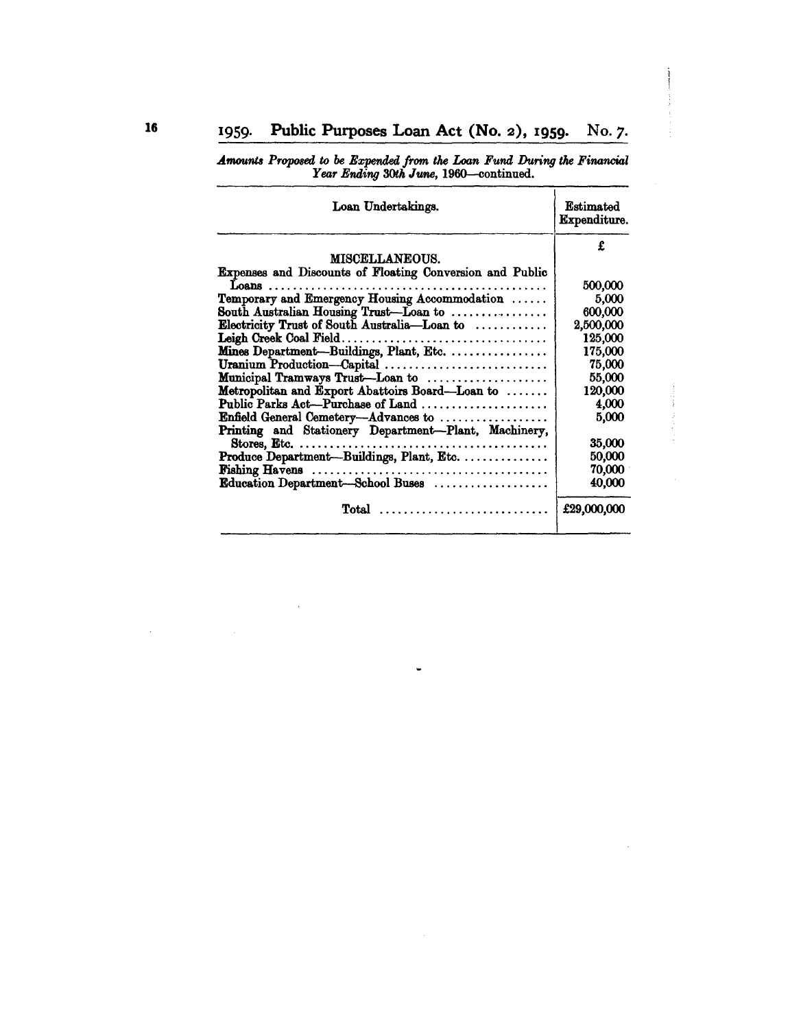*Amounts Proposed to be Expended from the Loan Fund During the Financial Year Ending 30th June, 1960*—continued.

| Loan Undertakings. | Estimated Expenditure. |
| --- | --- |
| | £ |
| MISCELLANEOUS. | |
| Expenses and Discounts of Floating Conversion and Public Loans | 500,000 |
| Temporary and Emergency Housing Accommodation | 5,000 |
| South Australian Housing Trust—Loan to | 600,000 |
| Electricity Trust of South Australia—Loan to | 2,500,000 |
| Leigh Creek Coal Field | 125,000 |
| Mines Department—Buildings, Plant, Etc. | 175,000 |
| Uranium Production—Capital | 75,000 |
| Municipal Tramways Trust—Loan to | 55,000 |
| Metropolitan and Export Abattoirs Board—Loan to | 120,000 |
| Public Parks Act—Purchase of Land | 4,000 |
| Enfield General Cemetery—Advances to | 5,000 |
| Printing and Stationery Department—Plant, Machinery, Stores, Etc. | 35,000 |
| Produce Department—Buildings, Plant, Etc. | 50,000 |
| Fishing Havens | 70,000 |
| Education Department—School Buses | 40,000 |
| Total | £29,000,000 |